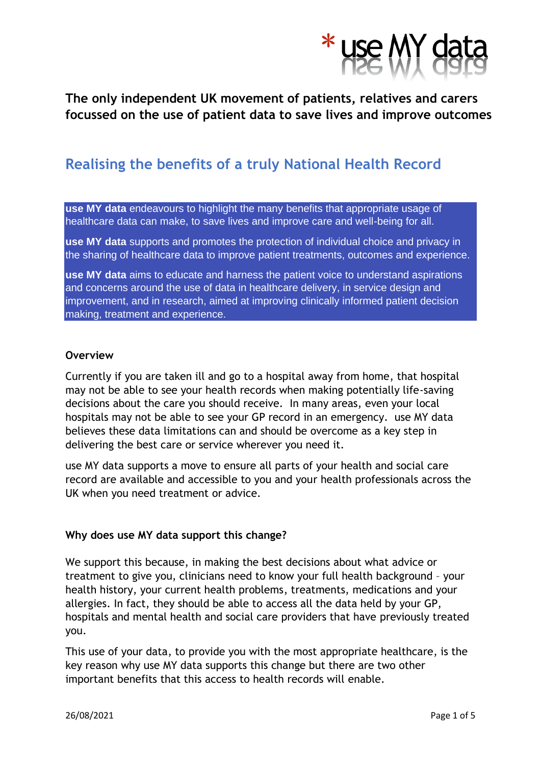\* use MY data

**The only independent UK movement of patients, relatives and carers focussed on the use of patient data to save lives and improve outcomes**

# Realising the benefits of a truly National Health Record

**use MY data** endeavours to highlight the many benefits that appropriate usage of healthcare data can make, to save lives and improve care and well-being for all.

**use MY data** supports and promotes the protection of individual choice and privacy in the sharing of healthcare data to improve patient treatments, outcomes and experience.

**use MY data** aims to educate and harness the patient voice to understand aspirations and concerns around the use of data in healthcare delivery, in service design and improvement, and in research, aimed at improving clinically informed patient decision making, treatment and experience.

### Overview

Currently if you are taken ill and go to a hospital away from home, that hospital may not be able to see your health records when making potentially life-saving decisions about the care you should receive. In many areas, even your local hospitals may not be able to see your GP record in an emergency. use MY data believes these data limitations can and should be overcome as a key step in delivering the best care or service wherever you need it.

use MY data supports a move to ensure all parts of your health and social care record are available and accessible to you and your health professionals across the UK when you need treatment or advice.

### Why does use MY data support this change?

We support this because, in making the best decisions about what advice or treatment to give you, clinicians need to know your full health background – your health history, your current health problems, treatments, medications and your allergies. In fact, they should be able to access all the data held by your GP, hospitals and mental health and social care providers that have previously treated you.

This use of your data, to provide you with the most appropriate healthcare, is the key reason why use MY data supports this change but there are two other important benefits that this access to health records will enable.

26/08/2021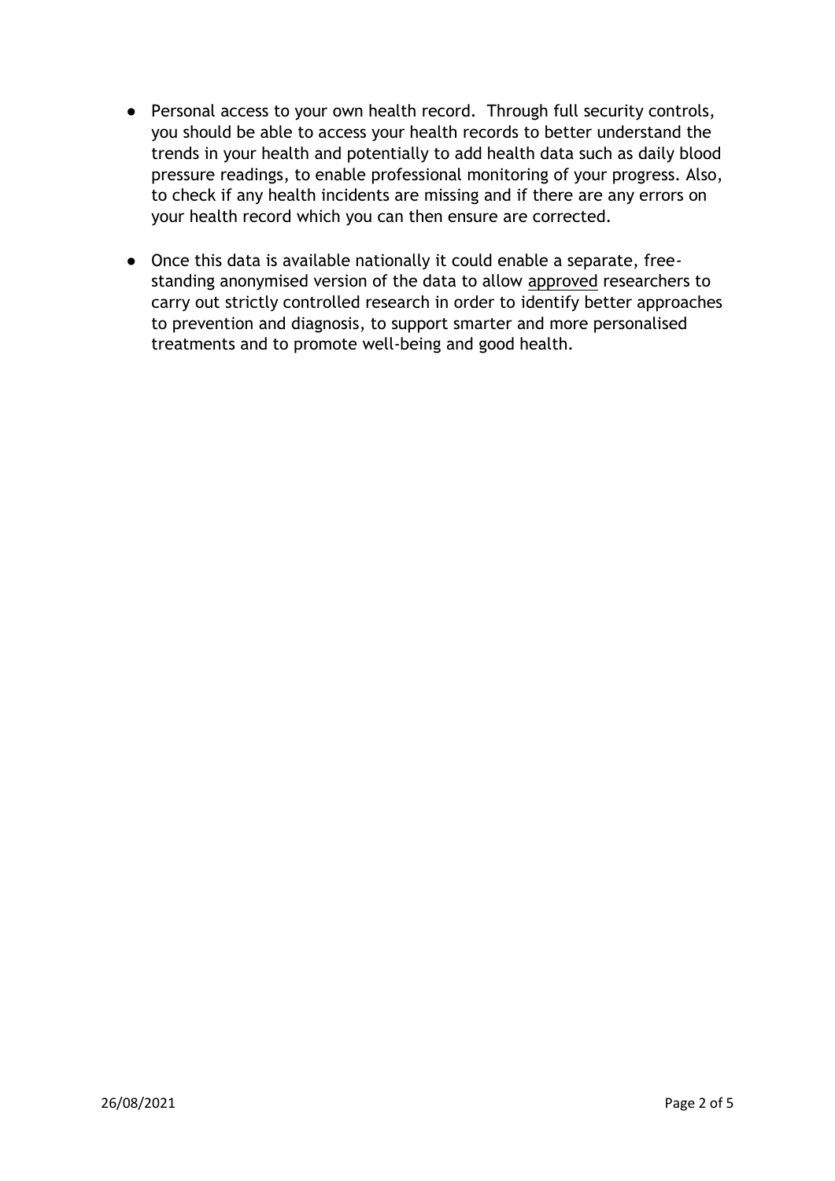- Personal access to your own health record. Through full security controls, you should be able to access your health records to better understand the trends in your health and potentially to add health data such as daily blood pressure readings, to enable professional monitoring of your progress. Also, to check if any health incidents are missing and if there are any errors on your health record which you can then ensure are corrected.

- Once this data is available nationally it could enable a separate, free-standing anonymised version of the data to allow <u>approved</u> researchers to carry out strictly controlled research in order to identify better approaches to prevention and diagnosis, to support smarter and more personalised treatments and to promote well-being and good health.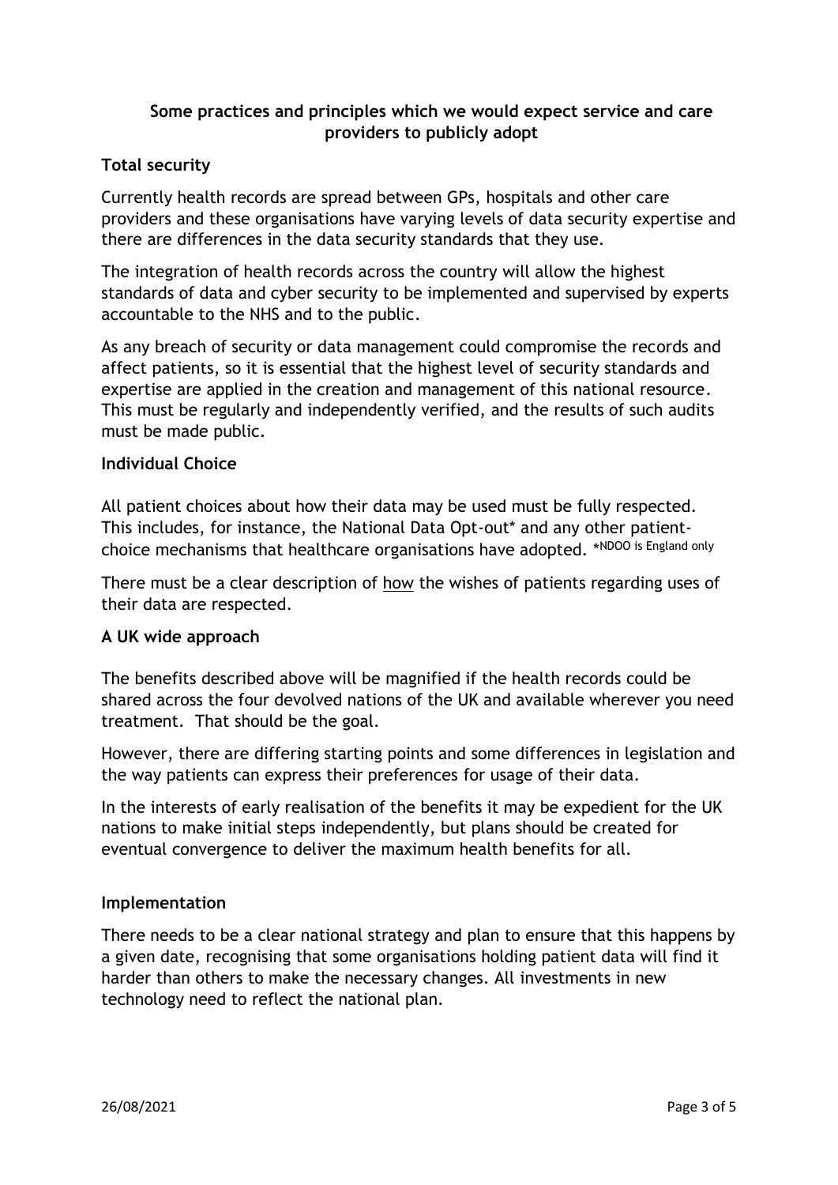## Some practices and principles which we would expect service and care providers to publicly adopt

### Total security

Currently health records are spread between GPs, hospitals and other care providers and these organisations have varying levels of data security expertise and there are differences in the data security standards that they use.

The integration of health records across the country will allow the highest standards of data and cyber security to be implemented and supervised by experts accountable to the NHS and to the public.

As any breach of security or data management could compromise the records and affect patients, so it is essential that the highest level of security standards and expertise are applied in the creation and management of this national resource. This must be regularly and independently verified, and the results of such audits must be made public.

### Individual Choice

All patient choices about how their data may be used must be fully respected. This includes, for instance, the National Data Opt-out* and any other patient-choice mechanisms that healthcare organisations have adopted. *NDOO is England only

There must be a clear description of how the wishes of patients regarding uses of their data are respected.

### A UK wide approach

The benefits described above will be magnified if the health records could be shared across the four devolved nations of the UK and available wherever you need treatment. That should be the goal.

However, there are differing starting points and some differences in legislation and the way patients can express their preferences for usage of their data.

In the interests of early realisation of the benefits it may be expedient for the UK nations to make initial steps independently, but plans should be created for eventual convergence to deliver the maximum health benefits for all.

### Implementation

There needs to be a clear national strategy and plan to ensure that this happens by a given date, recognising that some organisations holding patient data will find it harder than others to make the necessary changes. All investments in new technology need to reflect the national plan.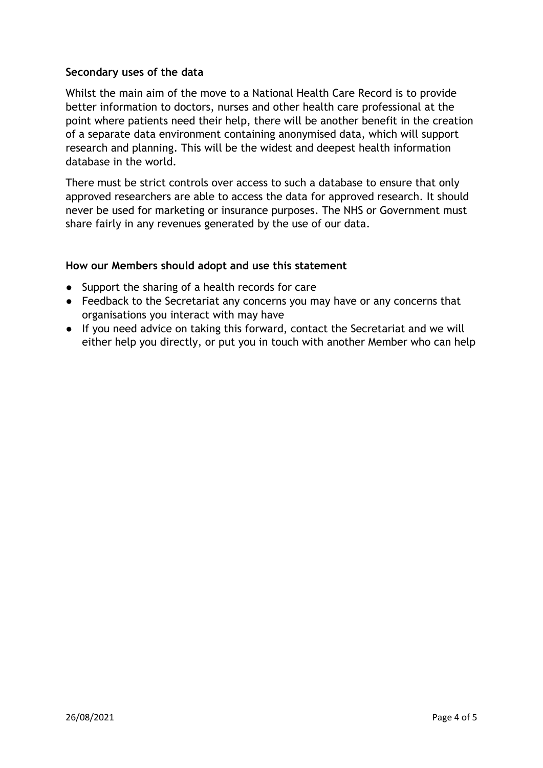**Secondary uses of the data**

Whilst the main aim of the move to a National Health Care Record is to provide better information to doctors, nurses and other health care professional at the point where patients need their help, there will be another benefit in the creation of a separate data environment containing anonymised data, which will support research and planning. This will be the widest and deepest health information database in the world.

There must be strict controls over access to such a database to ensure that only approved researchers are able to access the data for approved research. It should never be used for marketing or insurance purposes. The NHS or Government must share fairly in any revenues generated by the use of our data.

**How our Members should adopt and use this statement**

- Support the sharing of a health records for care
- Feedback to the Secretariat any concerns you may have or any concerns that organisations you interact with may have
- If you need advice on taking this forward, contact the Secretariat and we will either help you directly, or put you in touch with another Member who can help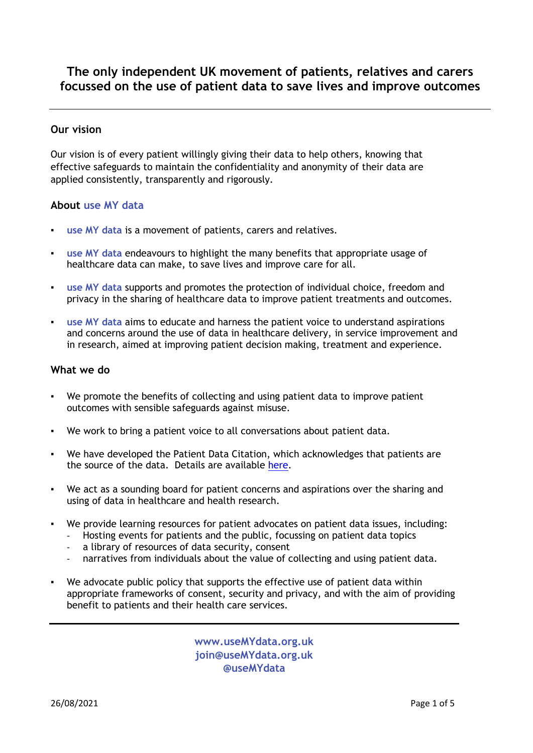## The only independent UK movement of patients, relatives and carers focussed on the use of patient data to save lives and improve outcomes

---

### Our vision

Our vision is of every patient willingly giving their data to help others, knowing that effective safeguards to maintain the confidentiality and anonymity of their data are applied consistently, transparently and rigorously.

### About use MY data

- use MY data is a movement of patients, carers and relatives.
- use MY data endeavours to highlight the many benefits that appropriate usage of healthcare data can make, to save lives and improve care for all.
- use MY data supports and promotes the protection of individual choice, freedom and privacy in the sharing of healthcare data to improve patient treatments and outcomes.
- use MY data aims to educate and harness the patient voice to understand aspirations and concerns around the use of data in healthcare delivery, in service improvement and in research, aimed at improving patient decision making, treatment and experience.

### What we do

- We promote the benefits of collecting and using patient data to improve patient outcomes with sensible safeguards against misuse.
- We work to bring a patient voice to all conversations about patient data.
- We have developed the Patient Data Citation, which acknowledges that patients are the source of the data. Details are available here.
- We act as a sounding board for patient concerns and aspirations over the sharing and using of data in healthcare and health research.
- We provide learning resources for patient advocates on patient data issues, including:
  - Hosting events for patients and the public, focussing on patient data topics
  - a library of resources of data security, consent
  - narratives from individuals about the value of collecting and using patient data.
- We advocate public policy that supports the effective use of patient data within appropriate frameworks of consent, security and privacy, and with the aim of providing benefit to patients and their health care services.

---

**www.useMYdata.org.uk**
**join@useMYdata.org.uk**
**@useMYdata**

26/08/2021